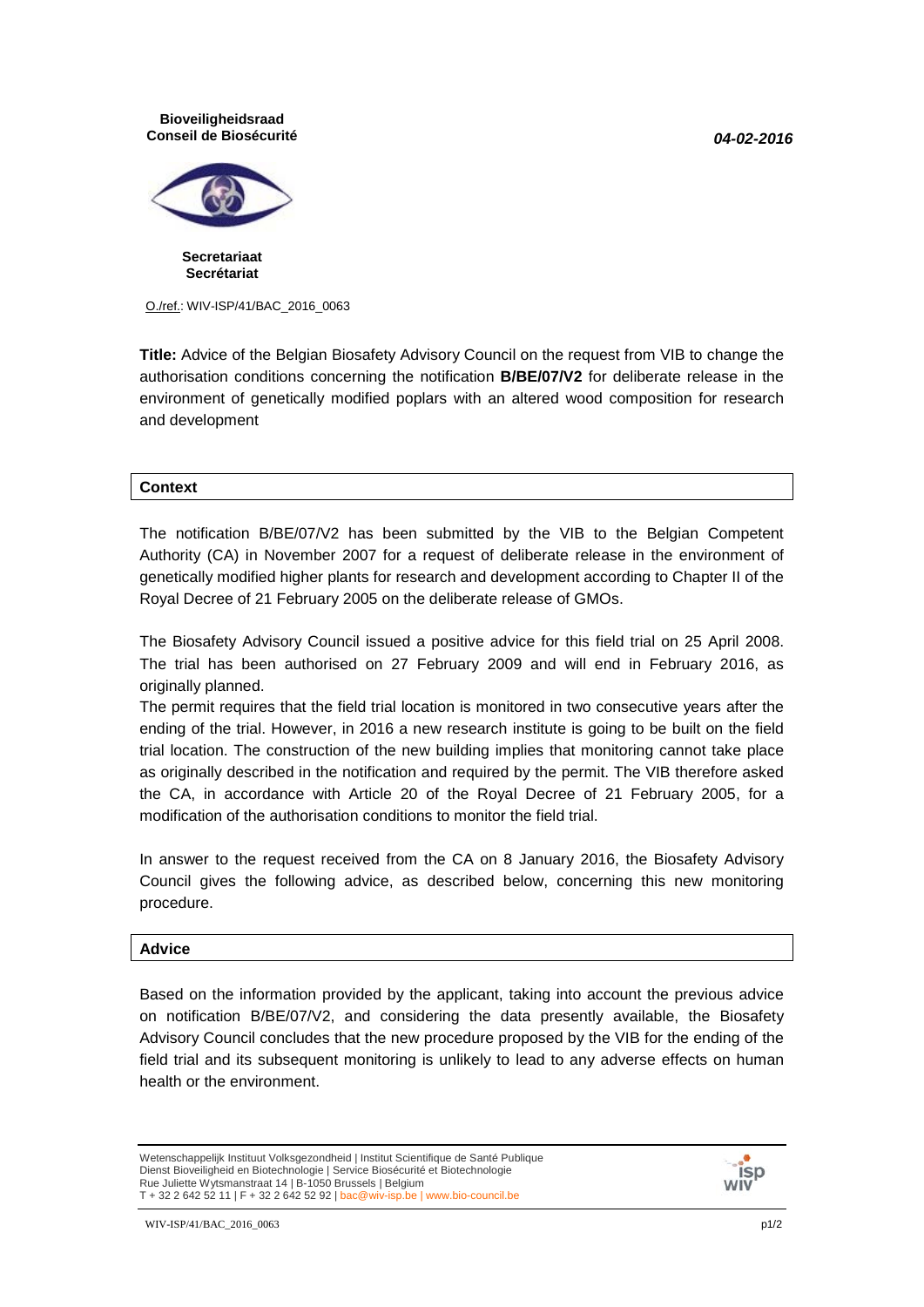**Bioveiligheidsraad**
**Conseil de Biosécurité**

***04-02-2016***

**Secretariaat**
**Secrétariat**

O./ref.: WIV-ISP/41/BAC_2016_0063

**Title:** Advice of the Belgian Biosafety Advisory Council on the request from VIB to change the authorisation conditions concerning the notification **B/BE/07/V2** for deliberate release in the environment of genetically modified poplars with an altered wood composition for research and development

## Context

The notification B/BE/07/V2 has been submitted by the VIB to the Belgian Competent Authority (CA) in November 2007 for a request of deliberate release in the environment of genetically modified higher plants for research and development according to Chapter II of the Royal Decree of 21 February 2005 on the deliberate release of GMOs.

The Biosafety Advisory Council issued a positive advice for this field trial on 25 April 2008. The trial has been authorised on 27 February 2009 and will end in February 2016, as originally planned.

The permit requires that the field trial location is monitored in two consecutive years after the ending of the trial. However, in 2016 a new research institute is going to be built on the field trial location. The construction of the new building implies that monitoring cannot take place as originally described in the notification and required by the permit. The VIB therefore asked the CA, in accordance with Article 20 of the Royal Decree of 21 February 2005, for a modification of the authorisation conditions to monitor the field trial.

In answer to the request received from the CA on 8 January 2016, the Biosafety Advisory Council gives the following advice, as described below, concerning this new monitoring procedure.

## Advice

Based on the information provided by the applicant, taking into account the previous advice on notification B/BE/07/V2, and considering the data presently available, the Biosafety Advisory Council concludes that the new procedure proposed by the VIB for the ending of the field trial and its subsequent monitoring is unlikely to lead to any adverse effects on human health or the environment.

Wetenschappelijk Instituut Volksgezondheid | Institut Scientifique de Santé Publique
Dienst Bioveiligheid en Biotechnologie | Service Biosécurité et Biotechnologie
Rue Juliette Wytsmanstraat 14 | B-1050 Brussels | Belgium
T + 32 2 642 52 11 | F + 32 2 642 52 92 | bac@wiv-isp.be | www.bio-council.be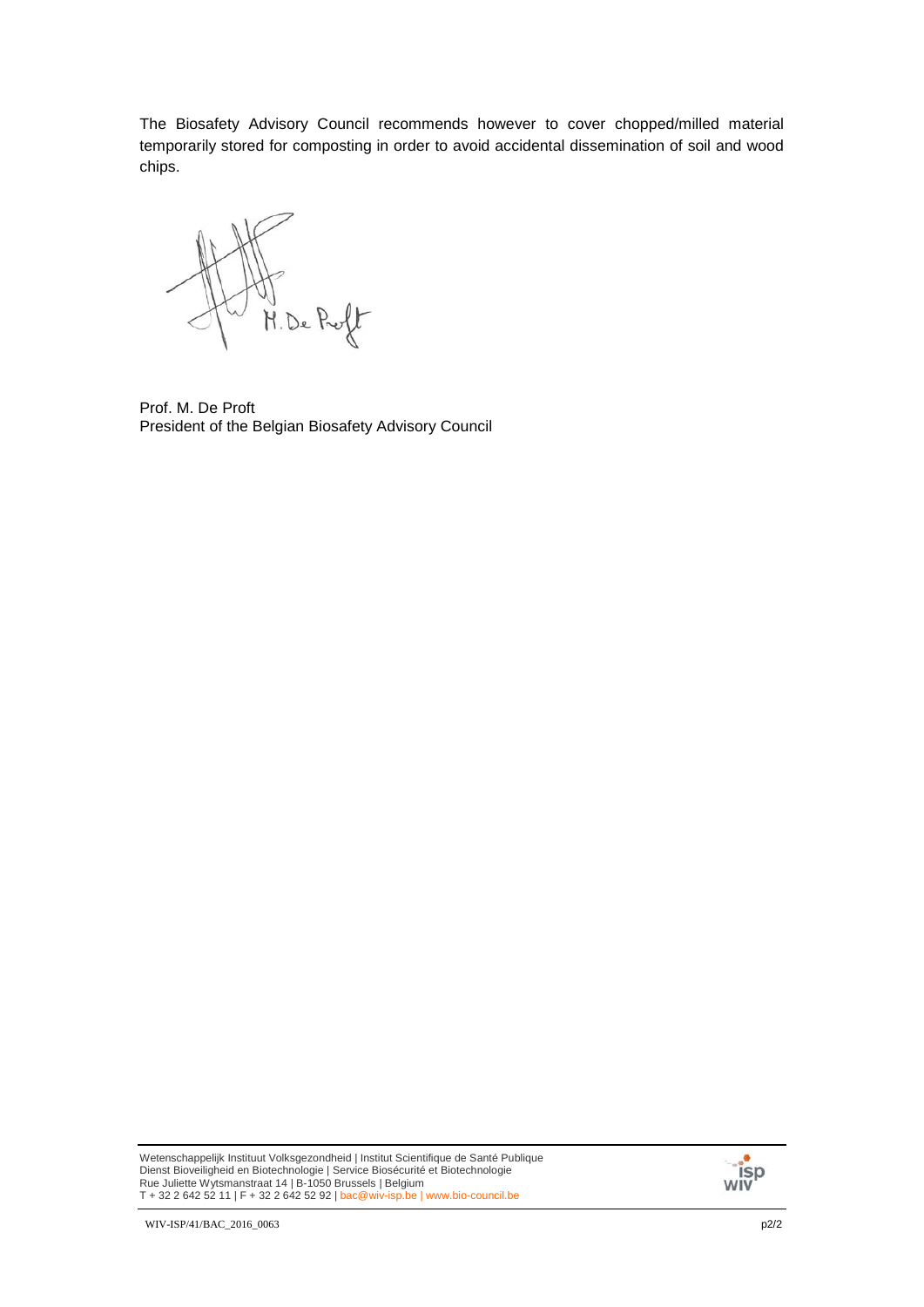The Biosafety Advisory Council recommends however to cover chopped/milled material temporarily stored for composting in order to avoid accidental dissemination of soil and wood chips.

Prof. M. De Proft
President of the Belgian Biosafety Advisory Council